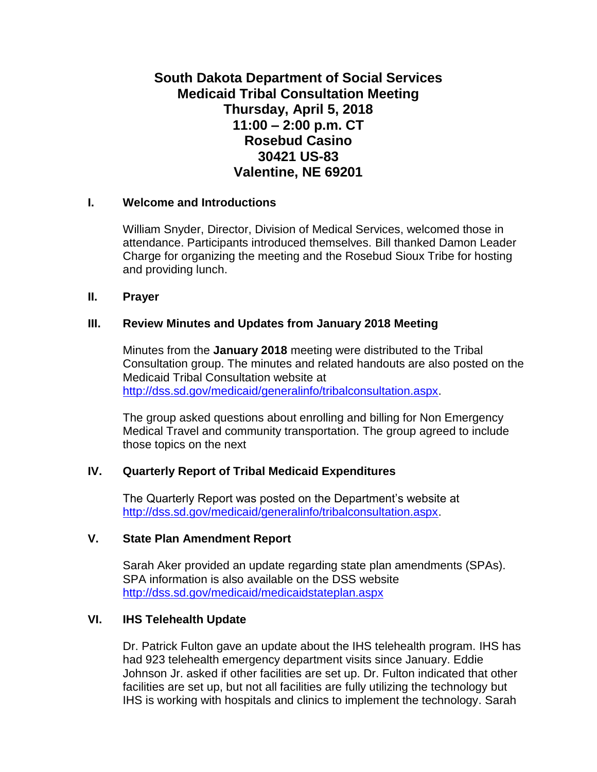# South Dakota Department of Social Services
# Medicaid Tribal Consultation Meeting
# Thursday, April 5, 2018
# 11:00 – 2:00 p.m. CT
# Rosebud Casino
# 30421 US-83
# Valentine, NE 69201

## I. Welcome and Introductions

William Snyder, Director, Division of Medical Services, welcomed those in attendance. Participants introduced themselves. Bill thanked Damon Leader Charge for organizing the meeting and the Rosebud Sioux Tribe for hosting and providing lunch.

## II. Prayer

## III. Review Minutes and Updates from January 2018 Meeting

Minutes from the **January 2018** meeting were distributed to the Tribal Consultation group. The minutes and related handouts are also posted on the Medicaid Tribal Consultation website at http://dss.sd.gov/medicaid/generalinfo/tribalconsultation.aspx.

The group asked questions about enrolling and billing for Non Emergency Medical Travel and community transportation. The group agreed to include those topics on the next

## IV. Quarterly Report of Tribal Medicaid Expenditures

The Quarterly Report was posted on the Department's website at http://dss.sd.gov/medicaid/generalinfo/tribalconsultation.aspx.

## V. State Plan Amendment Report

Sarah Aker provided an update regarding state plan amendments (SPAs). SPA information is also available on the DSS website http://dss.sd.gov/medicaid/medicaidstateplan.aspx

## VI. IHS Telehealth Update

Dr. Patrick Fulton gave an update about the IHS telehealth program. IHS has had 923 telehealth emergency department visits since January. Eddie Johnson Jr. asked if other facilities are set up. Dr. Fulton indicated that other facilities are set up, but not all facilities are fully utilizing the technology but IHS is working with hospitals and clinics to implement the technology. Sarah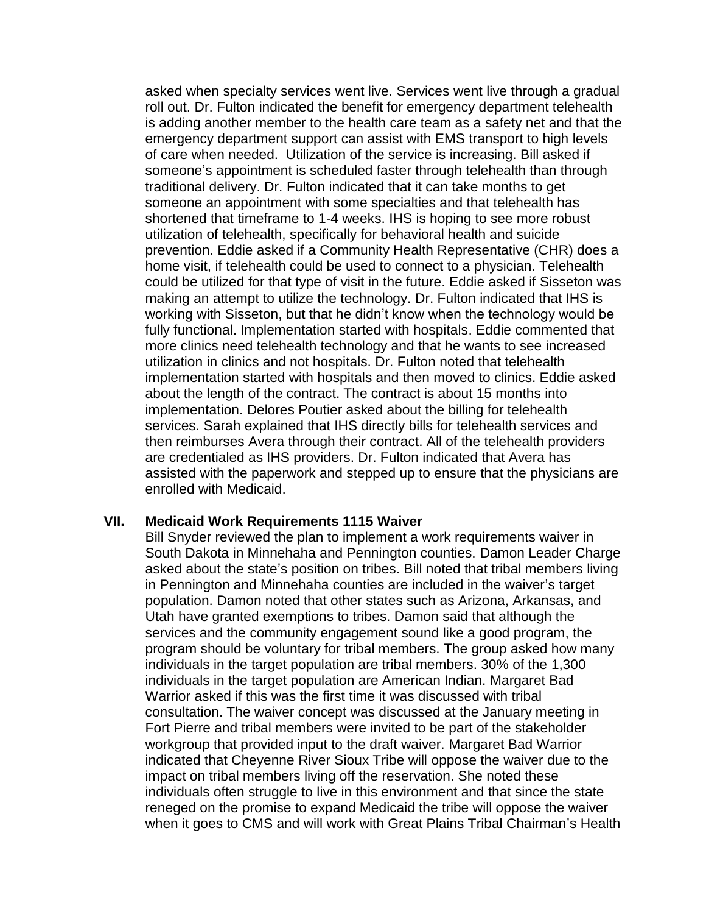asked when specialty services went live. Services went live through a gradual roll out. Dr. Fulton indicated the benefit for emergency department telehealth is adding another member to the health care team as a safety net and that the emergency department support can assist with EMS transport to high levels of care when needed. Utilization of the service is increasing. Bill asked if someone's appointment is scheduled faster through telehealth than through traditional delivery. Dr. Fulton indicated that it can take months to get someone an appointment with some specialties and that telehealth has shortened that timeframe to 1-4 weeks. IHS is hoping to see more robust utilization of telehealth, specifically for behavioral health and suicide prevention. Eddie asked if a Community Health Representative (CHR) does a home visit, if telehealth could be used to connect to a physician. Telehealth could be utilized for that type of visit in the future. Eddie asked if Sisseton was making an attempt to utilize the technology. Dr. Fulton indicated that IHS is working with Sisseton, but that he didn't know when the technology would be fully functional. Implementation started with hospitals. Eddie commented that more clinics need telehealth technology and that he wants to see increased utilization in clinics and not hospitals. Dr. Fulton noted that telehealth implementation started with hospitals and then moved to clinics. Eddie asked about the length of the contract. The contract is about 15 months into implementation. Delores Poutier asked about the billing for telehealth services. Sarah explained that IHS directly bills for telehealth services and then reimburses Avera through their contract. All of the telehealth providers are credentialed as IHS providers. Dr. Fulton indicated that Avera has assisted with the paperwork and stepped up to ensure that the physicians are enrolled with Medicaid.

## VII. Medicaid Work Requirements 1115 Waiver

Bill Snyder reviewed the plan to implement a work requirements waiver in South Dakota in Minnehaha and Pennington counties. Damon Leader Charge asked about the state's position on tribes. Bill noted that tribal members living in Pennington and Minnehaha counties are included in the waiver's target population. Damon noted that other states such as Arizona, Arkansas, and Utah have granted exemptions to tribes. Damon said that although the services and the community engagement sound like a good program, the program should be voluntary for tribal members. The group asked how many individuals in the target population are tribal members. 30% of the 1,300 individuals in the target population are American Indian. Margaret Bad Warrior asked if this was the first time it was discussed with tribal consultation. The waiver concept was discussed at the January meeting in Fort Pierre and tribal members were invited to be part of the stakeholder workgroup that provided input to the draft waiver. Margaret Bad Warrior indicated that Cheyenne River Sioux Tribe will oppose the waiver due to the impact on tribal members living off the reservation. She noted these individuals often struggle to live in this environment and that since the state reneged on the promise to expand Medicaid the tribe will oppose the waiver when it goes to CMS and will work with Great Plains Tribal Chairman's Health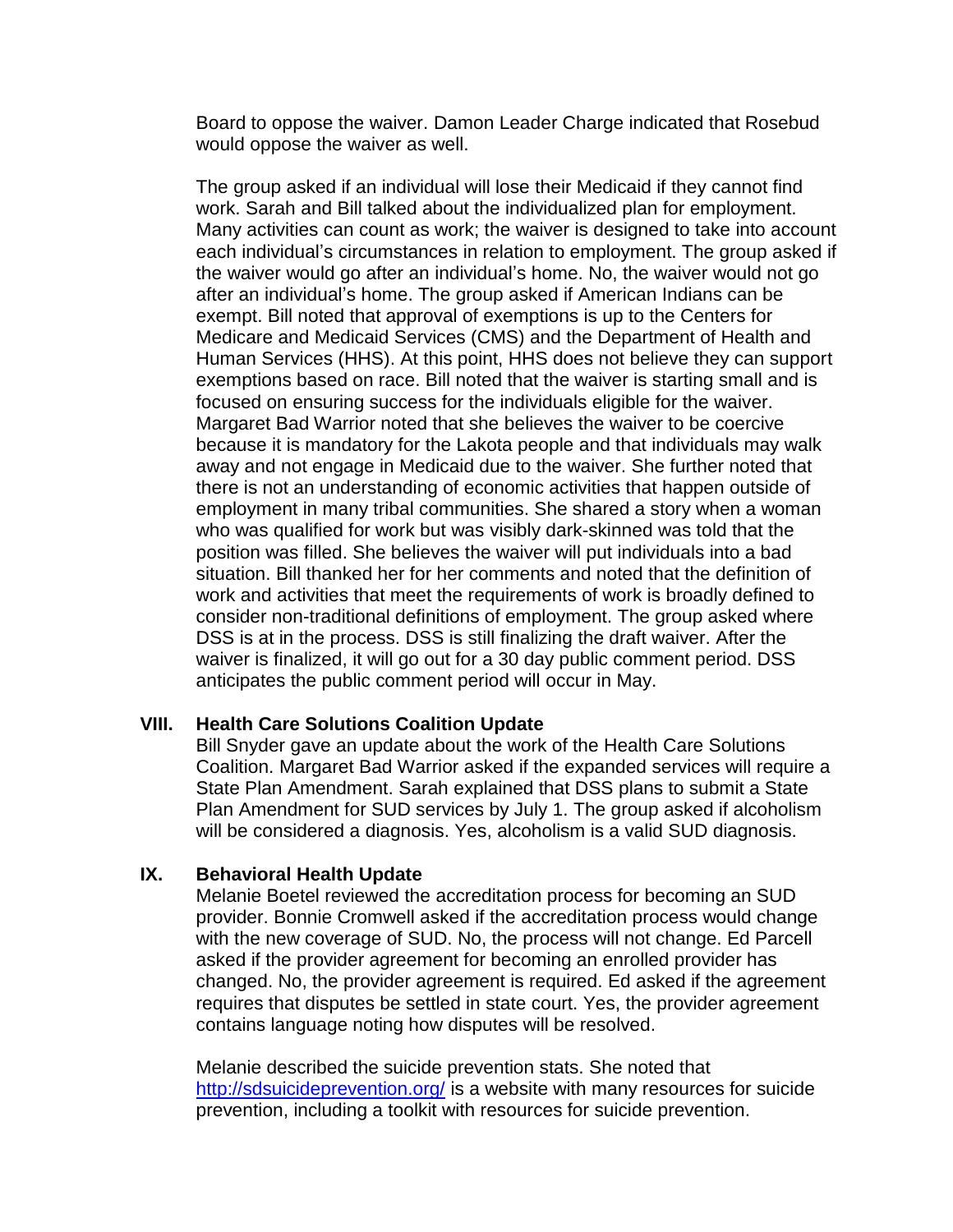Board to oppose the waiver. Damon Leader Charge indicated that Rosebud would oppose the waiver as well.

The group asked if an individual will lose their Medicaid if they cannot find work. Sarah and Bill talked about the individualized plan for employment. Many activities can count as work; the waiver is designed to take into account each individual's circumstances in relation to employment. The group asked if the waiver would go after an individual's home. No, the waiver would not go after an individual's home. The group asked if American Indians can be exempt. Bill noted that approval of exemptions is up to the Centers for Medicare and Medicaid Services (CMS) and the Department of Health and Human Services (HHS). At this point, HHS does not believe they can support exemptions based on race. Bill noted that the waiver is starting small and is focused on ensuring success for the individuals eligible for the waiver. Margaret Bad Warrior noted that she believes the waiver to be coercive because it is mandatory for the Lakota people and that individuals may walk away and not engage in Medicaid due to the waiver. She further noted that there is not an understanding of economic activities that happen outside of employment in many tribal communities. She shared a story when a woman who was qualified for work but was visibly dark-skinned was told that the position was filled. She believes the waiver will put individuals into a bad situation. Bill thanked her for her comments and noted that the definition of work and activities that meet the requirements of work is broadly defined to consider non-traditional definitions of employment. The group asked where DSS is at in the process. DSS is still finalizing the draft waiver. After the waiver is finalized, it will go out for a 30 day public comment period. DSS anticipates the public comment period will occur in May.

## VIII. Health Care Solutions Coalition Update

Bill Snyder gave an update about the work of the Health Care Solutions Coalition. Margaret Bad Warrior asked if the expanded services will require a State Plan Amendment. Sarah explained that DSS plans to submit a State Plan Amendment for SUD services by July 1. The group asked if alcoholism will be considered a diagnosis. Yes, alcoholism is a valid SUD diagnosis.

## IX. Behavioral Health Update

Melanie Boetel reviewed the accreditation process for becoming an SUD provider. Bonnie Cromwell asked if the accreditation process would change with the new coverage of SUD. No, the process will not change. Ed Parcell asked if the provider agreement for becoming an enrolled provider has changed. No, the provider agreement is required. Ed asked if the agreement requires that disputes be settled in state court. Yes, the provider agreement contains language noting how disputes will be resolved.

Melanie described the suicide prevention stats. She noted that http://sdsuicideprevention.org/ is a website with many resources for suicide prevention, including a toolkit with resources for suicide prevention.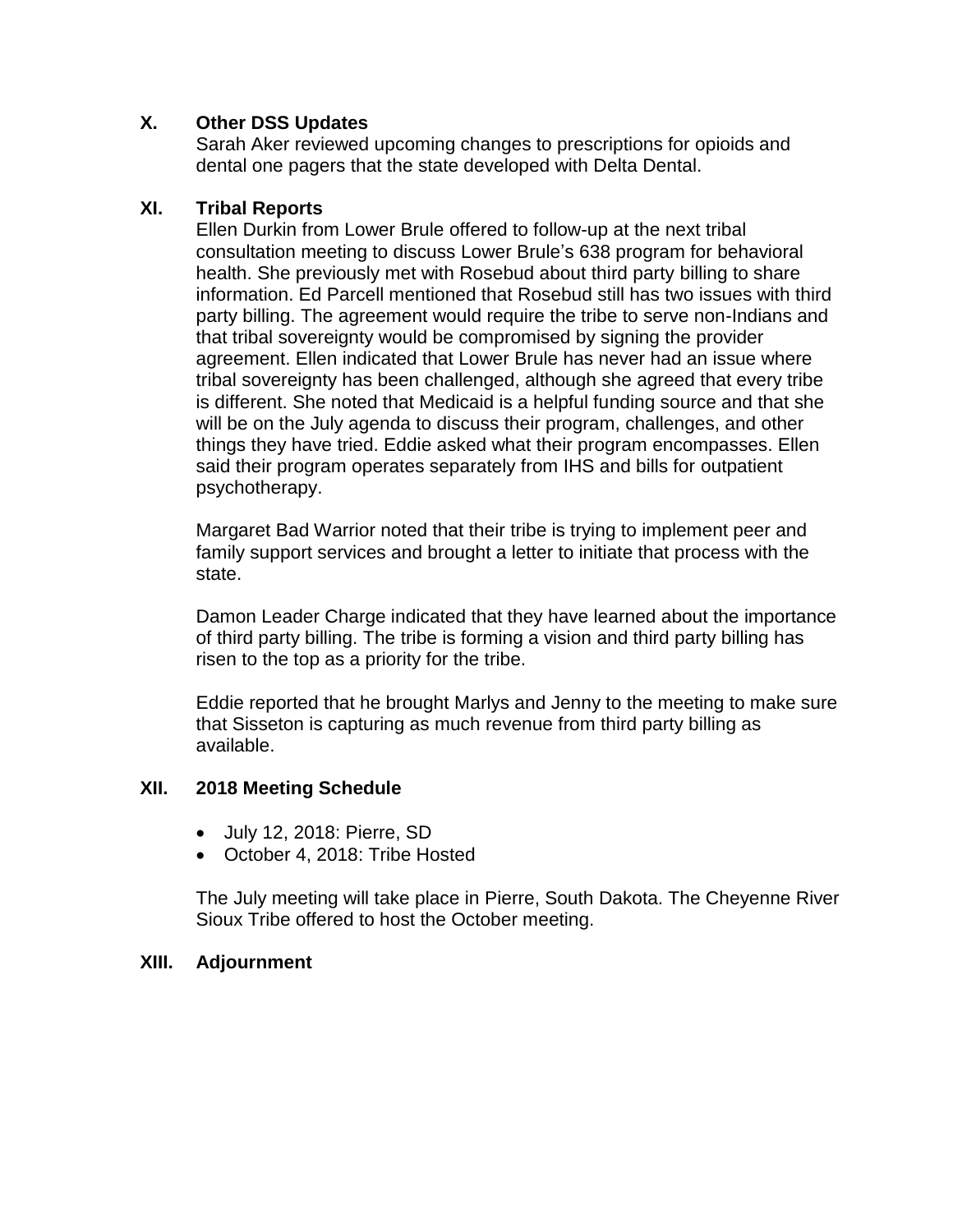## X. Other DSS Updates

Sarah Aker reviewed upcoming changes to prescriptions for opioids and dental one pagers that the state developed with Delta Dental.

## XI. Tribal Reports

Ellen Durkin from Lower Brule offered to follow-up at the next tribal consultation meeting to discuss Lower Brule's 638 program for behavioral health. She previously met with Rosebud about third party billing to share information. Ed Parcell mentioned that Rosebud still has two issues with third party billing. The agreement would require the tribe to serve non-Indians and that tribal sovereignty would be compromised by signing the provider agreement. Ellen indicated that Lower Brule has never had an issue where tribal sovereignty has been challenged, although she agreed that every tribe is different. She noted that Medicaid is a helpful funding source and that she will be on the July agenda to discuss their program, challenges, and other things they have tried. Eddie asked what their program encompasses. Ellen said their program operates separately from IHS and bills for outpatient psychotherapy.

Margaret Bad Warrior noted that their tribe is trying to implement peer and family support services and brought a letter to initiate that process with the state.

Damon Leader Charge indicated that they have learned about the importance of third party billing. The tribe is forming a vision and third party billing has risen to the top as a priority for the tribe.

Eddie reported that he brought Marlys and Jenny to the meeting to make sure that Sisseton is capturing as much revenue from third party billing as available.

## XII. 2018 Meeting Schedule

- July 12, 2018: Pierre, SD
- October 4, 2018: Tribe Hosted

The July meeting will take place in Pierre, South Dakota. The Cheyenne River Sioux Tribe offered to host the October meeting.

## XIII. Adjournment